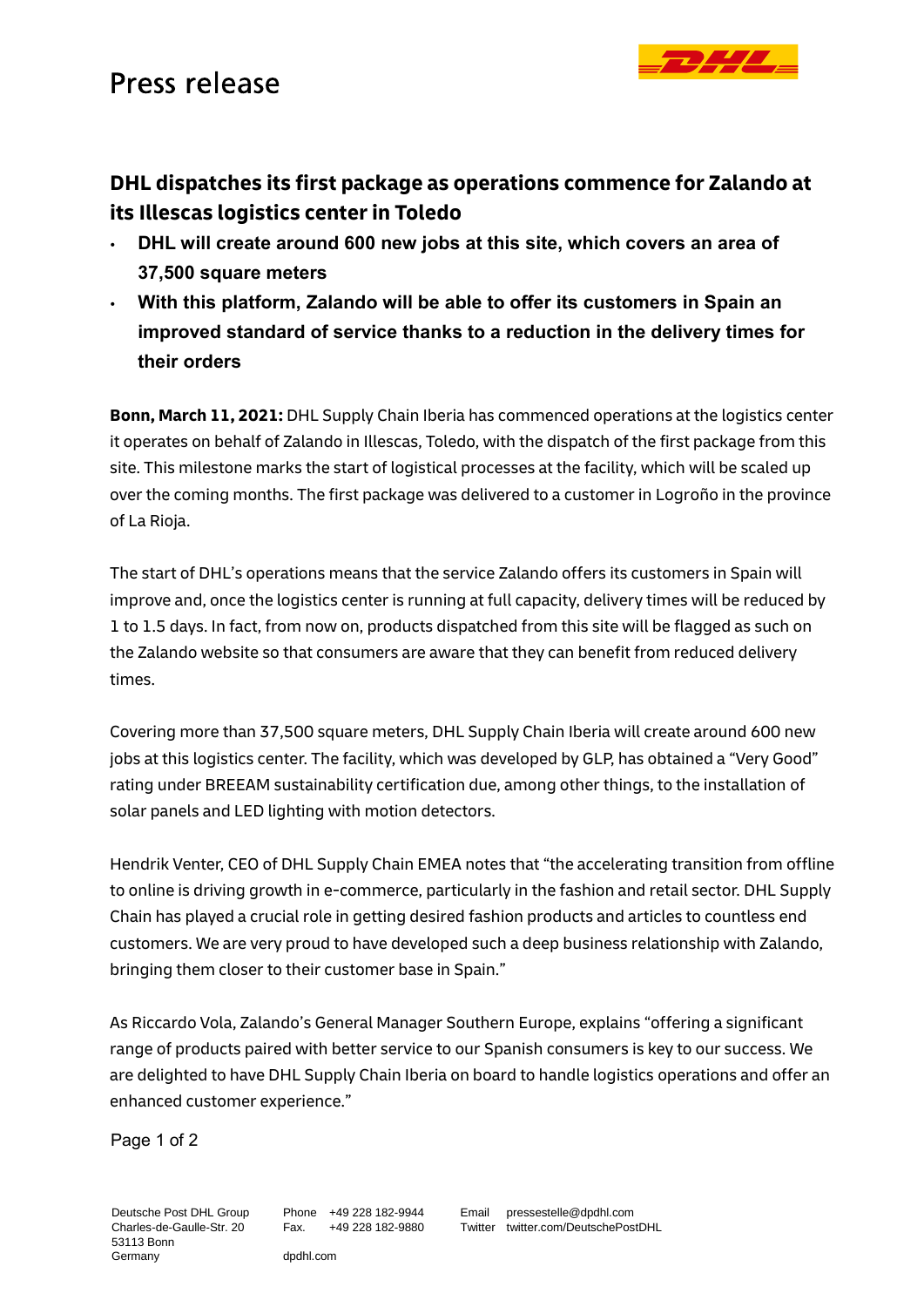# Press release

## DHL dispatches its first package as operations commence for Zalando at its Illescas logistics center in Toledo

- **DHL will create around 600 new jobs at this site, which covers an area of 37,500 square meters**
- **With this platform, Zalando will be able to offer its customers in Spain an improved standard of service thanks to a reduction in the delivery times for their orders**

**Bonn, March 11, 2021:** DHL Supply Chain Iberia has commenced operations at the logistics center it operates on behalf of Zalando in Illescas, Toledo, with the dispatch of the first package from this site. This milestone marks the start of logistical processes at the facility, which will be scaled up over the coming months. The first package was delivered to a customer in Logroño in the province of La Rioja.

The start of DHL's operations means that the service Zalando offers its customers in Spain will improve and, once the logistics center is running at full capacity, delivery times will be reduced by 1 to 1.5 days. In fact, from now on, products dispatched from this site will be flagged as such on the Zalando website so that consumers are aware that they can benefit from reduced delivery times.

Covering more than 37,500 square meters, DHL Supply Chain Iberia will create around 600 new jobs at this logistics center. The facility, which was developed by GLP, has obtained a "Very Good" rating under BREEAM sustainability certification due, among other things, to the installation of solar panels and LED lighting with motion detectors.

Hendrik Venter, CEO of DHL Supply Chain EMEA notes that "the accelerating transition from offline to online is driving growth in e-commerce, particularly in the fashion and retail sector. DHL Supply Chain has played a crucial role in getting desired fashion products and articles to countless end customers. We are very proud to have developed such a deep business relationship with Zalando, bringing them closer to their customer base in Spain."

As Riccardo Vola, Zalando's General Manager Southern Europe, explains "offering a significant range of products paired with better service to our Spanish consumers is key to our success. We are delighted to have DHL Supply Chain Iberia on board to handle logistics operations and offer an enhanced customer experience."

Deutsche Post DHL Group
Charles-de-Gaulle-Str. 20
53113 Bonn
Germany

Phone +49 228 182-9944
Fax. +49 228 182-9880

dpdhl.com

Email pressestelle@dpdhl.com
Twitter twitter.com/DeutschePostDHL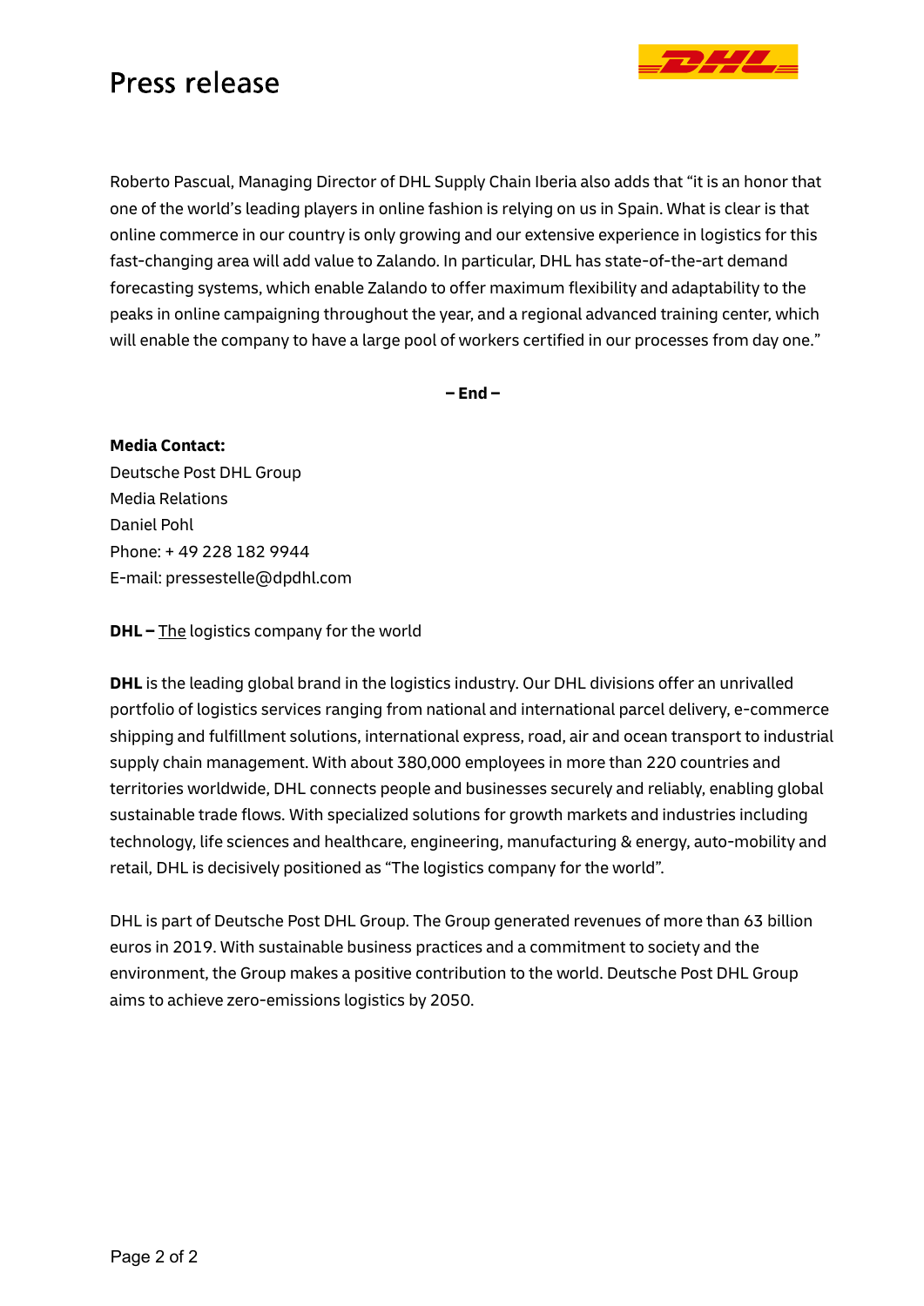Roberto Pascual, Managing Director of DHL Supply Chain Iberia also adds that "it is an honor that one of the world's leading players in online fashion is relying on us in Spain. What is clear is that online commerce in our country is only growing and our extensive experience in logistics for this fast-changing area will add value to Zalando. In particular, DHL has state-of-the-art demand forecasting systems, which enable Zalando to offer maximum flexibility and adaptability to the peaks in online campaigning throughout the year, and a regional advanced training center, which will enable the company to have a large pool of workers certified in our processes from day one."

**– End –**

**Media Contact:**
Deutsche Post DHL Group
Media Relations
Daniel Pohl
Phone: + 49 228 182 9944
E-mail: pressestelle@dpdhl.com

**DHL –** The logistics company for the world

**DHL** is the leading global brand in the logistics industry. Our DHL divisions offer an unrivalled portfolio of logistics services ranging from national and international parcel delivery, e-commerce shipping and fulfillment solutions, international express, road, air and ocean transport to industrial supply chain management. With about 380,000 employees in more than 220 countries and territories worldwide, DHL connects people and businesses securely and reliably, enabling global sustainable trade flows. With specialized solutions for growth markets and industries including technology, life sciences and healthcare, engineering, manufacturing & energy, auto-mobility and retail, DHL is decisively positioned as "The logistics company for the world".

DHL is part of Deutsche Post DHL Group. The Group generated revenues of more than 63 billion euros in 2019. With sustainable business practices and a commitment to society and the environment, the Group makes a positive contribution to the world. Deutsche Post DHL Group aims to achieve zero-emissions logistics by 2050.